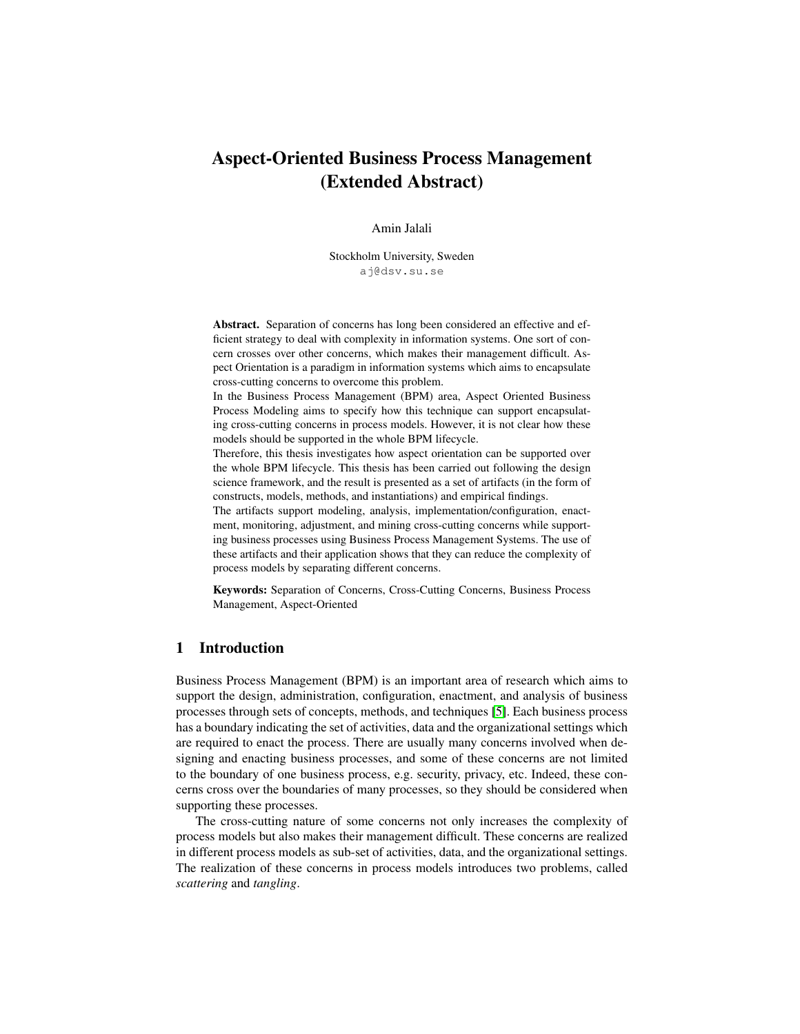# Aspect-Oriented Business Process Management (Extended Abstract)

Amin Jalali

Stockholm University, Sweden
aj@dsv.su.se

**Abstract.** Separation of concerns has long been considered an effective and efficient strategy to deal with complexity in information systems. One sort of concern crosses over other concerns, which makes their management difficult. Aspect Orientation is a paradigm in information systems which aims to encapsulate cross-cutting concerns to overcome this problem.

In the Business Process Management (BPM) area, Aspect Oriented Business Process Modeling aims to specify how this technique can support encapsulating cross-cutting concerns in process models. However, it is not clear how these models should be supported in the whole BPM lifecycle.

Therefore, this thesis investigates how aspect orientation can be supported over the whole BPM lifecycle. This thesis has been carried out following the design science framework, and the result is presented as a set of artifacts (in the form of constructs, models, methods, and instantiations) and empirical findings.

The artifacts support modeling, analysis, implementation/configuration, enactment, monitoring, adjustment, and mining cross-cutting concerns while supporting business processes using Business Process Management Systems. The use of these artifacts and their application shows that they can reduce the complexity of process models by separating different concerns.

**Keywords:** Separation of Concerns, Cross-Cutting Concerns, Business Process Management, Aspect-Oriented

## 1 Introduction

Business Process Management (BPM) is an important area of research which aims to support the design, administration, configuration, enactment, and analysis of business processes through sets of concepts, methods, and techniques [5]. Each business process has a boundary indicating the set of activities, data and the organizational settings which are required to enact the process. There are usually many concerns involved when designing and enacting business processes, and some of these concerns are not limited to the boundary of one business process, e.g. security, privacy, etc. Indeed, these concerns cross over the boundaries of many processes, so they should be considered when supporting these processes.

The cross-cutting nature of some concerns not only increases the complexity of process models but also makes their management difficult. These concerns are realized in different process models as sub-set of activities, data, and the organizational settings. The realization of these concerns in process models introduces two problems, called *scattering* and *tangling*.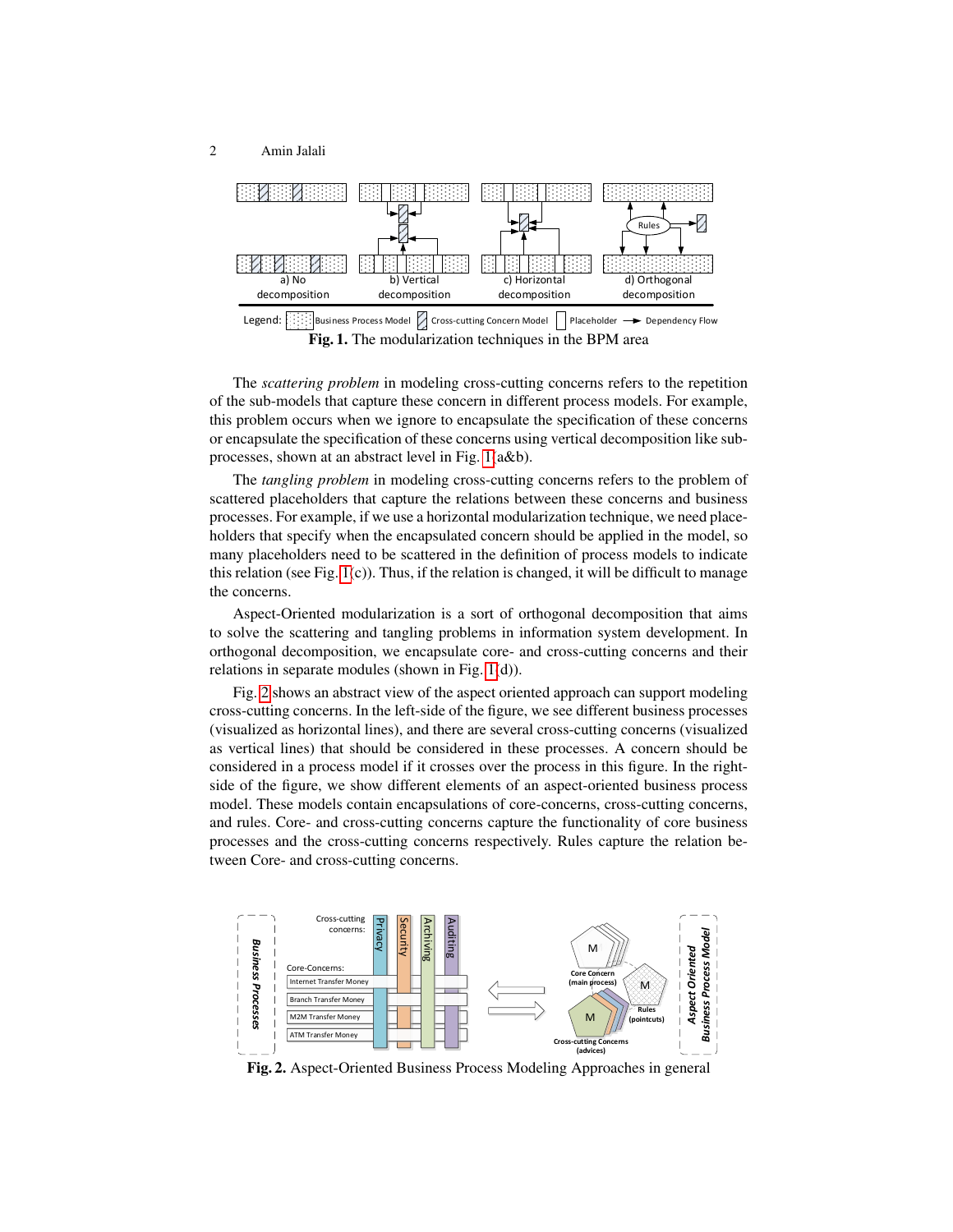**Fig. 1.** The modularization techniques in the BPM area

The *scattering problem* in modeling cross-cutting concerns refers to the repetition of the sub-models that capture these concern in different process models. For example, this problem occurs when we ignore to encapsulate the specification of these concerns or encapsulate the specification of these concerns using vertical decomposition like sub-processes, shown at an abstract level in Fig. 1(a&b).

The *tangling problem* in modeling cross-cutting concerns refers to the problem of scattered placeholders that capture the relations between these concerns and business processes. For example, if we use a horizontal modularization technique, we need placeholders that specify when the encapsulated concern should be applied in the model, so many placeholders need to be scattered in the definition of process models to indicate this relation (see Fig. 1(c)). Thus, if the relation is changed, it will be difficult to manage the concerns.

Aspect-Oriented modularization is a sort of orthogonal decomposition that aims to solve the scattering and tangling problems in information system development. In orthogonal decomposition, we encapsulate core- and cross-cutting concerns and their relations in separate modules (shown in Fig. 1(d)).

Fig. 2 shows an abstract view of the aspect oriented approach can support modeling cross-cutting concerns. In the left-side of the figure, we see different business processes (visualized as horizontal lines), and there are several cross-cutting concerns (visualized as vertical lines) that should be considered in these processes. A concern should be considered in a process model if it crosses over the process in this figure. In the right-side of the figure, we show different elements of an aspect-oriented business process model. These models contain encapsulations of core-concerns, cross-cutting concerns, and rules. Core- and cross-cutting concerns capture the functionality of core business processes and the cross-cutting concerns respectively. Rules capture the relation between Core- and cross-cutting concerns.

**Fig. 2.** Aspect-Oriented Business Process Modeling Approaches in general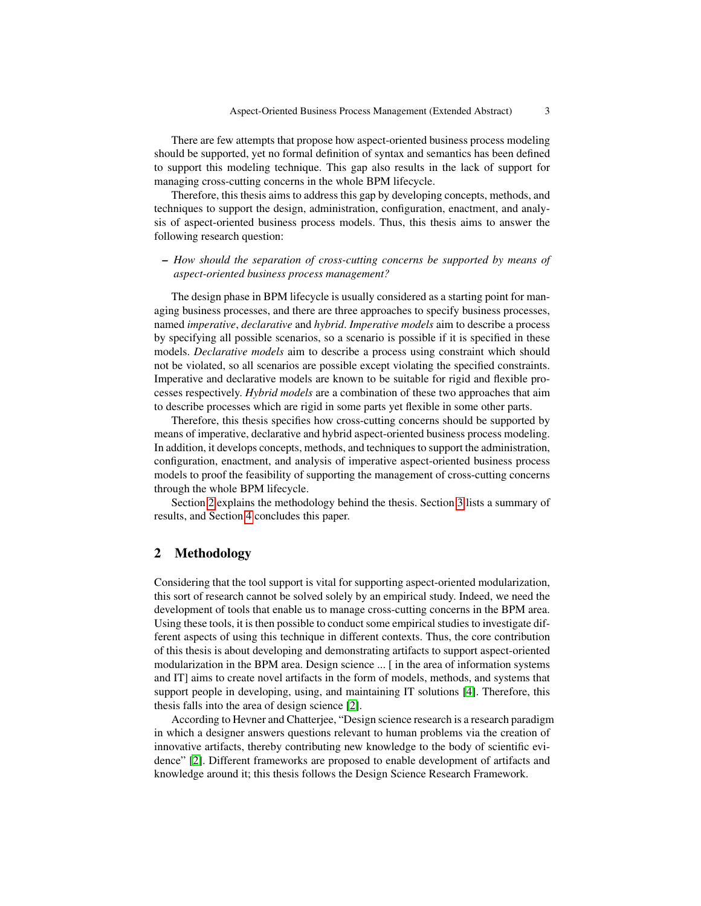There are few attempts that propose how aspect-oriented business process modeling should be supported, yet no formal definition of syntax and semantics has been defined to support this modeling technique. This gap also results in the lack of support for managing cross-cutting concerns in the whole BPM lifecycle.

Therefore, this thesis aims to address this gap by developing concepts, methods, and techniques to support the design, administration, configuration, enactment, and analysis of aspect-oriented business process models. Thus, this thesis aims to answer the following research question:

– *How should the separation of cross-cutting concerns be supported by means of aspect-oriented business process management?*

The design phase in BPM lifecycle is usually considered as a starting point for managing business processes, and there are three approaches to specify business processes, named *imperative*, *declarative* and *hybrid*. *Imperative models* aim to describe a process by specifying all possible scenarios, so a scenario is possible if it is specified in these models. *Declarative models* aim to describe a process using constraint which should not be violated, so all scenarios are possible except violating the specified constraints. Imperative and declarative models are known to be suitable for rigid and flexible processes respectively. *Hybrid models* are a combination of these two approaches that aim to describe processes which are rigid in some parts yet flexible in some other parts.

Therefore, this thesis specifies how cross-cutting concerns should be supported by means of imperative, declarative and hybrid aspect-oriented business process modeling. In addition, it develops concepts, methods, and techniques to support the administration, configuration, enactment, and analysis of imperative aspect-oriented business process models to proof the feasibility of supporting the management of cross-cutting concerns through the whole BPM lifecycle.

Section 2 explains the methodology behind the thesis. Section 3 lists a summary of results, and Section 4 concludes this paper.

## 2 Methodology

Considering that the tool support is vital for supporting aspect-oriented modularization, this sort of research cannot be solved solely by an empirical study. Indeed, we need the development of tools that enable us to manage cross-cutting concerns in the BPM area. Using these tools, it is then possible to conduct some empirical studies to investigate different aspects of using this technique in different contexts. Thus, the core contribution of this thesis is about developing and demonstrating artifacts to support aspect-oriented modularization in the BPM area. Design science ... [ in the area of information systems and IT] aims to create novel artifacts in the form of models, methods, and systems that support people in developing, using, and maintaining IT solutions [4]. Therefore, this thesis falls into the area of design science [2].

According to Hevner and Chatterjee, "Design science research is a research paradigm in which a designer answers questions relevant to human problems via the creation of innovative artifacts, thereby contributing new knowledge to the body of scientific evidence" [2]. Different frameworks are proposed to enable development of artifacts and knowledge around it; this thesis follows the Design Science Research Framework.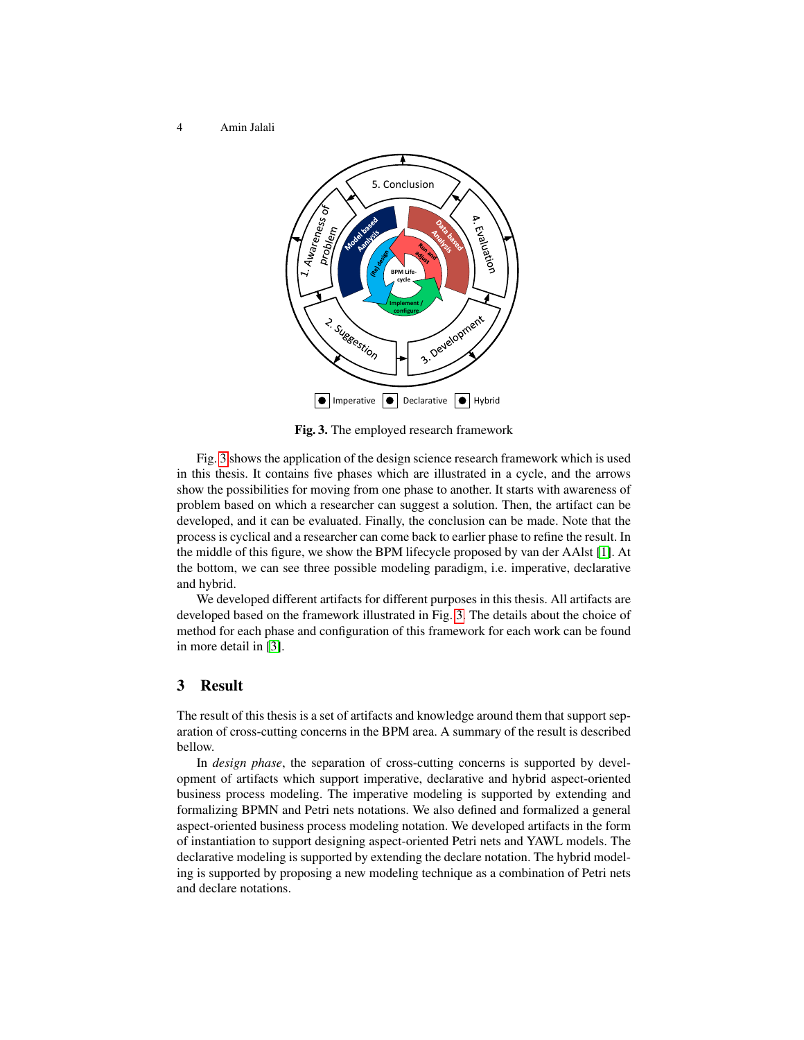**Fig. 3.** The employed research framework

Fig. 3 shows the application of the design science research framework which is used in this thesis. It contains five phases which are illustrated in a cycle, and the arrows show the possibilities for moving from one phase to another. It starts with awareness of problem based on which a researcher can suggest a solution. Then, the artifact can be developed, and it can be evaluated. Finally, the conclusion can be made. Note that the process is cyclical and a researcher can come back to earlier phase to refine the result. In the middle of this figure, we show the BPM lifecycle proposed by van der AAlst [1]. At the bottom, we can see three possible modeling paradigm, i.e. imperative, declarative and hybrid.

We developed different artifacts for different purposes in this thesis. All artifacts are developed based on the framework illustrated in Fig. 3. The details about the choice of method for each phase and configuration of this framework for each work can be found in more detail in [3].

## 3 Result

The result of this thesis is a set of artifacts and knowledge around them that support separation of cross-cutting concerns in the BPM area. A summary of the result is described bellow.

In *design phase*, the separation of cross-cutting concerns is supported by development of artifacts which support imperative, declarative and hybrid aspect-oriented business process modeling. The imperative modeling is supported by extending and formalizing BPMN and Petri nets notations. We also defined and formalized a general aspect-oriented business process modeling notation. We developed artifacts in the form of instantiation to support designing aspect-oriented Petri nets and YAWL models. The declarative modeling is supported by extending the declare notation. The hybrid modeling is supported by proposing a new modeling technique as a combination of Petri nets and declare notations.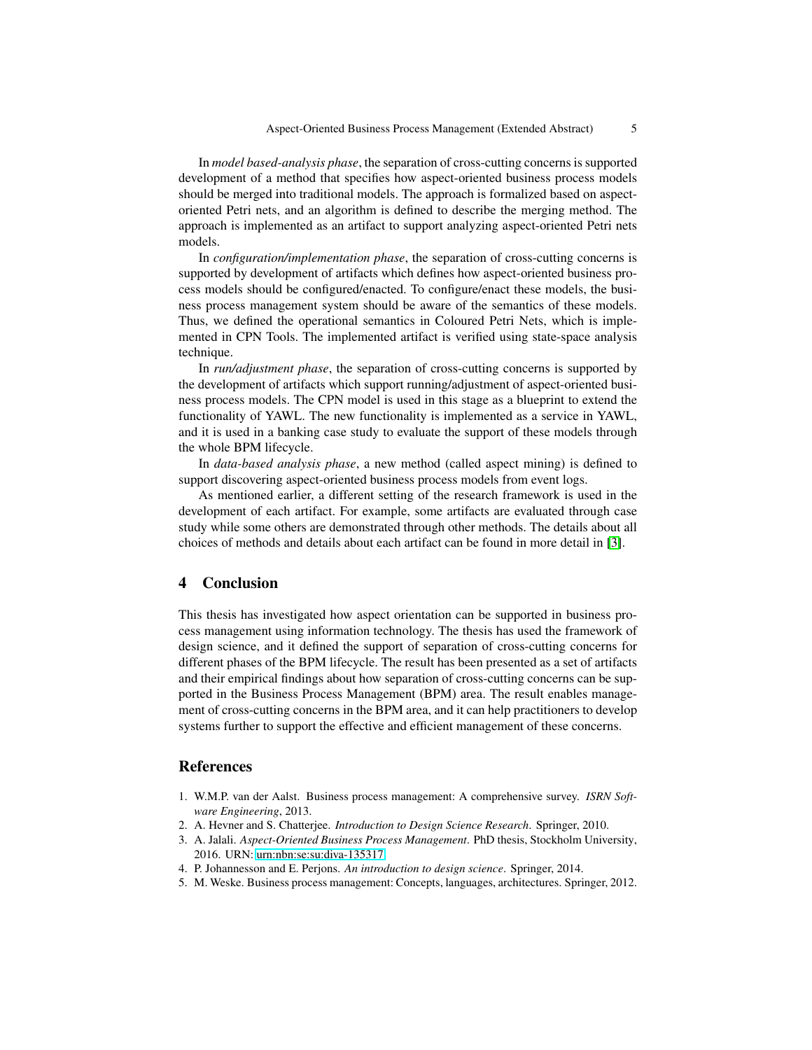In *model based-analysis phase*, the separation of cross-cutting concerns is supported development of a method that specifies how aspect-oriented business process models should be merged into traditional models. The approach is formalized based on aspect-oriented Petri nets, and an algorithm is defined to describe the merging method. The approach is implemented as an artifact to support analyzing aspect-oriented Petri nets models.

In *configuration/implementation phase*, the separation of cross-cutting concerns is supported by development of artifacts which defines how aspect-oriented business process models should be configured/enacted. To configure/enact these models, the business process management system should be aware of the semantics of these models. Thus, we defined the operational semantics in Coloured Petri Nets, which is implemented in CPN Tools. The implemented artifact is verified using state-space analysis technique.

In *run/adjustment phase*, the separation of cross-cutting concerns is supported by the development of artifacts which support running/adjustment of aspect-oriented business process models. The CPN model is used in this stage as a blueprint to extend the functionality of YAWL. The new functionality is implemented as a service in YAWL, and it is used in a banking case study to evaluate the support of these models through the whole BPM lifecycle.

In *data-based analysis phase*, a new method (called aspect mining) is defined to support discovering aspect-oriented business process models from event logs.

As mentioned earlier, a different setting of the research framework is used in the development of each artifact. For example, some artifacts are evaluated through case study while some others are demonstrated through other methods. The details about all choices of methods and details about each artifact can be found in more detail in [3].

## 4 Conclusion

This thesis has investigated how aspect orientation can be supported in business process management using information technology. The thesis has used the framework of design science, and it defined the support of separation of cross-cutting concerns for different phases of the BPM lifecycle. The result has been presented as a set of artifacts and their empirical findings about how separation of cross-cutting concerns can be supported in the Business Process Management (BPM) area. The result enables management of cross-cutting concerns in the BPM area, and it can help practitioners to develop systems further to support the effective and efficient management of these concerns.

## References

1. W.M.P. van der Aalst. Business process management: A comprehensive survey. *ISRN Software Engineering*, 2013.
2. A. Hevner and S. Chatterjee. *Introduction to Design Science Research*. Springer, 2010.
3. A. Jalali. *Aspect-Oriented Business Process Management*. PhD thesis, Stockholm University, 2016. URN: urn:nbn:se:su:diva-135317
4. P. Johannesson and E. Perjons. *An introduction to design science*. Springer, 2014.
5. M. Weske. Business process management: Concepts, languages, architectures. Springer, 2012.